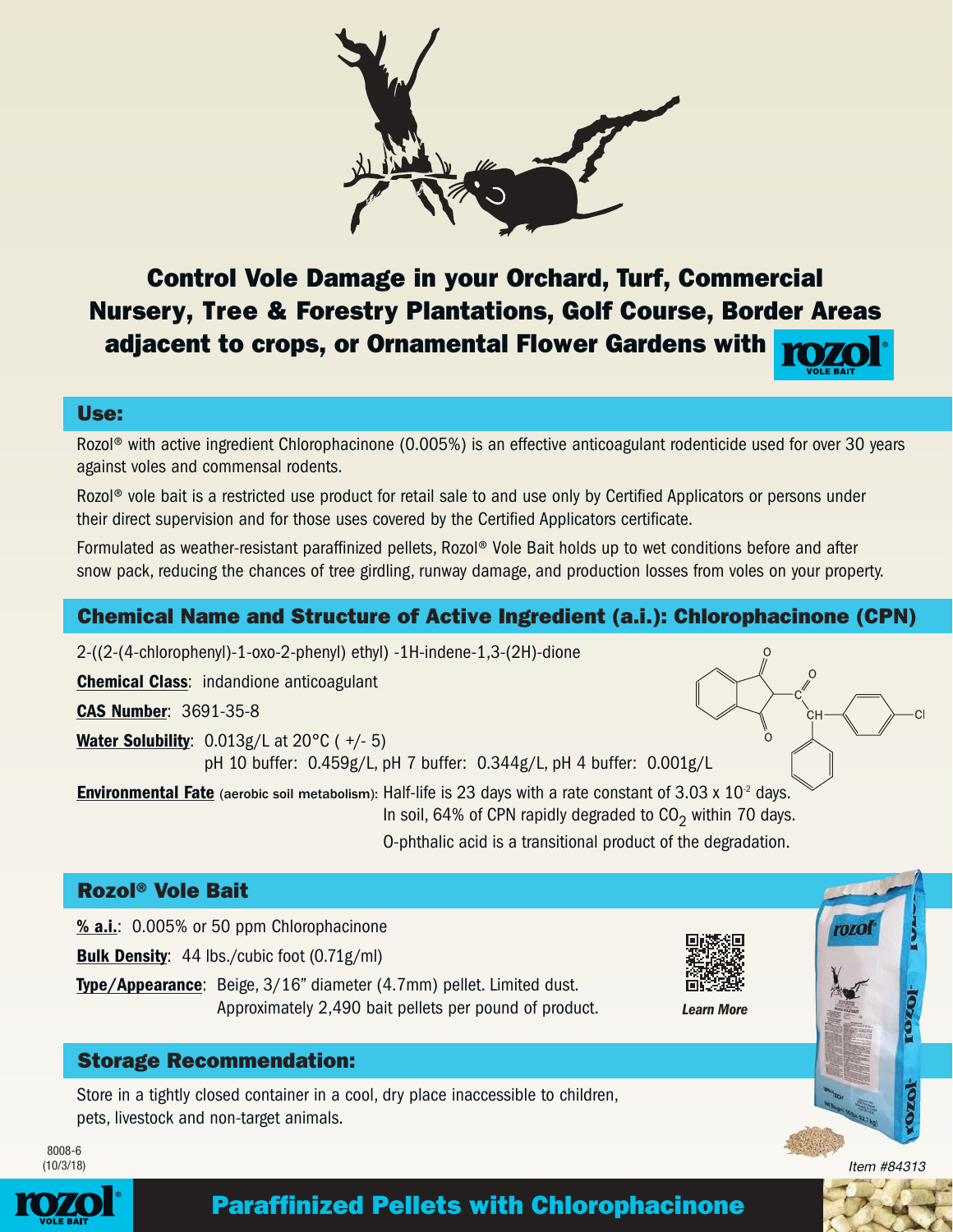# Control Vole Damage in your Orchard, Turf, Commercial Nursery, Tree & Forestry Plantations, Golf Course, Border Areas adjacent to crops, or Ornamental Flower Gardens with rozol® VOLE BAIT

## Use:

Rozol® with active ingredient Chlorophacinone (0.005%) is an effective anticoagulant rodenticide used for over 30 years against voles and commensal rodents.

Rozol® vole bait is a restricted use product for retail sale to and use only by Certified Applicators or persons under their direct supervision and for those uses covered by the Certified Applicators certificate.

Formulated as weather-resistant paraffinized pellets, Rozol® Vole Bait holds up to wet conditions before and after snow pack, reducing the chances of tree girdling, runway damage, and production losses from voles on your property.

## Chemical Name and Structure of Active Ingredient (a.i.): Chlorophacinone (CPN)

2-((2-(4-chlorophenyl)-1-oxo-2-phenyl) ethyl) -1H-indene-1,3-(2H)-dione

**Chemical Class**: indandione anticoagulant

**CAS Number**: 3691-35-8

**Water Solubility**: 0.013g/L at 20°C ( +/- 5)
pH 10 buffer: 0.459g/L, pH 7 buffer: 0.344g/L, pH 4 buffer: 0.001g/L

**Environmental Fate** (aerobic soil metabolism): Half-life is 23 days with a rate constant of $3.03 \times 10^{-2}$ days.
In soil, 64% of CPN rapidly degraded to $CO_2$ within 70 days.
O-phthalic acid is a transitional product of the degradation.

## Rozol® Vole Bait

**% a.i.**: 0.005% or 50 ppm Chlorophacinone

**Bulk Density**: 44 lbs./cubic foot (0.71g/ml)

**Type/Appearance**: Beige, 3/16" diameter (4.7mm) pellet. Limited dust.
Approximately 2,490 bait pellets per pound of product.

*Learn More*

## Storage Recommendation:

Store in a tightly closed container in a cool, dry place inaccessible to children, pets, livestock and non-target animals.

8008-6
(10/3/18)

*Item #84313*

rozol® VOLE BAIT

**Paraffinized Pellets with Chlorophacinone**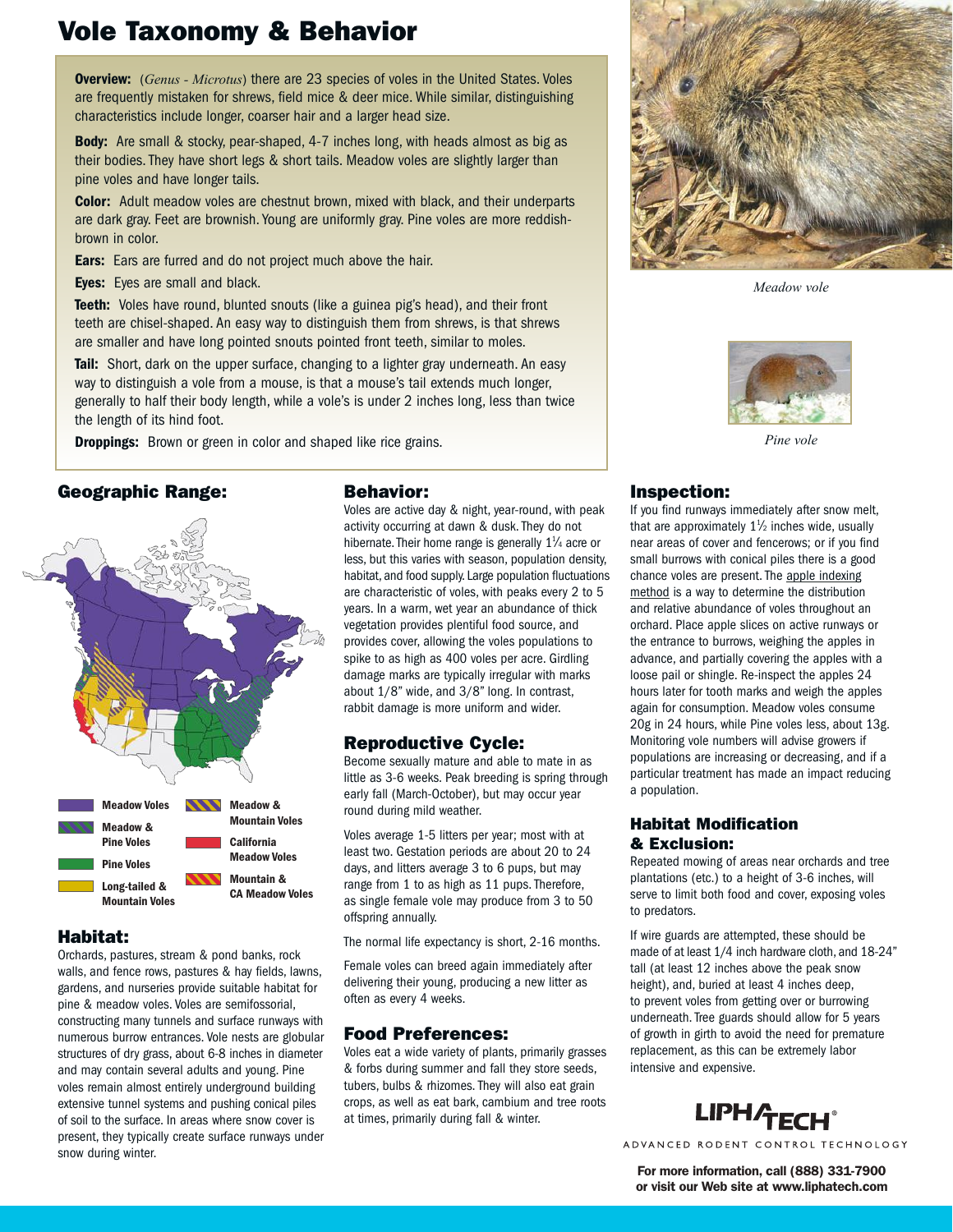# Vole Taxonomy & Behavior

**Overview:** (*Genus - Microtus*) there are 23 species of voles in the United States. Voles are frequently mistaken for shrews, field mice & deer mice. While similar, distinguishing characteristics include longer, coarser hair and a larger head size.

**Body:** Are small & stocky, pear-shaped, 4-7 inches long, with heads almost as big as their bodies. They have short legs & short tails. Meadow voles are slightly larger than pine voles and have longer tails.

**Color:** Adult meadow voles are chestnut brown, mixed with black, and their underparts are dark gray. Feet are brownish. Young are uniformly gray. Pine voles are more reddish-brown in color.

**Ears:** Ears are furred and do not project much above the hair.

**Eyes:** Eyes are small and black.

**Teeth:** Voles have round, blunted snouts (like a guinea pig's head), and their front teeth are chisel-shaped. An easy way to distinguish them from shrews, is that shrews are smaller and have long pointed snouts pointed front teeth, similar to moles.

**Tail:** Short, dark on the upper surface, changing to a lighter gray underneath. An easy way to distinguish a vole from a mouse, is that a mouse's tail extends much longer, generally to half their body length, while a vole's is under 2 inches long, less than twice the length of its hind foot.

**Droppings:** Brown or green in color and shaped like rice grains.

*Meadow vole*

*Pine vole*

## Geographic Range:

Meadow Voles

Meadow & Pine Voles

Pine Voles

Long-tailed & Mountain Voles

Meadow & Mountain Voles

California Meadow Voles

Mountain & CA Meadow Voles

## Habitat:

Orchards, pastures, stream & pond banks, rock walls, and fence rows, pastures & hay fields, lawns, gardens, and nurseries provide suitable habitat for pine & meadow voles. Voles are semifossorial, constructing many tunnels and surface runways with numerous burrow entrances. Vole nests are globular structures of dry grass, about 6-8 inches in diameter and may contain several adults and young. Pine voles remain almost entirely underground building extensive tunnel systems and pushing conical piles of soil to the surface. In areas where snow cover is present, they typically create surface runways under snow during winter.

## Behavior:

Voles are active day & night, year-round, with peak activity occurring at dawn & dusk. They do not hibernate. Their home range is generally 1¼ acre or less, but this varies with season, population density, habitat, and food supply. Large population fluctuations are characteristic of voles, with peaks every 2 to 5 years. In a warm, wet year an abundance of thick vegetation provides plentiful food source, and provides cover, allowing the voles populations to spike to as high as 400 voles per acre. Girdling damage marks are typically irregular with marks about 1/8" wide, and 3/8" long. In contrast, rabbit damage is more uniform and wider.

## Reproductive Cycle:

Become sexually mature and able to mate in as little as 3-6 weeks. Peak breeding is spring through early fall (March-October), but may occur year round during mild weather.

Voles average 1-5 litters per year; most with at least two. Gestation periods are about 20 to 24 days, and litters average 3 to 6 pups, but may range from 1 to as high as 11 pups. Therefore, as single female vole may produce from 3 to 50 offspring annually.

The normal life expectancy is short, 2-16 months.

Female voles can breed again immediately after delivering their young, producing a new litter as often as every 4 weeks.

## Food Preferences:

Voles eat a wide variety of plants, primarily grasses & forbs during summer and fall they store seeds, tubers, bulbs & rhizomes. They will also eat grain crops, as well as eat bark, cambium and tree roots at times, primarily during fall & winter.

## Inspection:

If you find runways immediately after snow melt, that are approximately 1½ inches wide, usually near areas of cover and fencerows; or if you find small burrows with conical piles there is a good chance voles are present. The apple indexing method is a way to determine the distribution and relative abundance of voles throughout an orchard. Place apple slices on active runways or the entrance to burrows, weighing the apples in advance, and partially covering the apples with a loose pail or shingle. Re-inspect the apples 24 hours later for tooth marks and weigh the apples again for consumption. Meadow voles consume 20g in 24 hours, while Pine voles less, about 13g. Monitoring vole numbers will advise growers if populations are increasing or decreasing, and if a particular treatment has made an impact reducing a population.

## Habitat Modification & Exclusion:

Repeated mowing of areas near orchards and tree plantations (etc.) to a height of 3-6 inches, will serve to limit both food and cover, exposing voles to predators.

If wire guards are attempted, these should be made of at least 1/4 inch hardware cloth, and 18-24" tall (at least 12 inches above the peak snow height), and, buried at least 4 inches deep, to prevent voles from getting over or burrowing underneath. Tree guards should allow for 5 years of growth in girth to avoid the need for premature replacement, as this can be extremely labor intensive and expensive.

LIPHATECH®

ADVANCED RODENT CONTROL TECHNOLOGY

**For more information, call (888) 331-7900 or visit our Web site at www.liphatech.com**